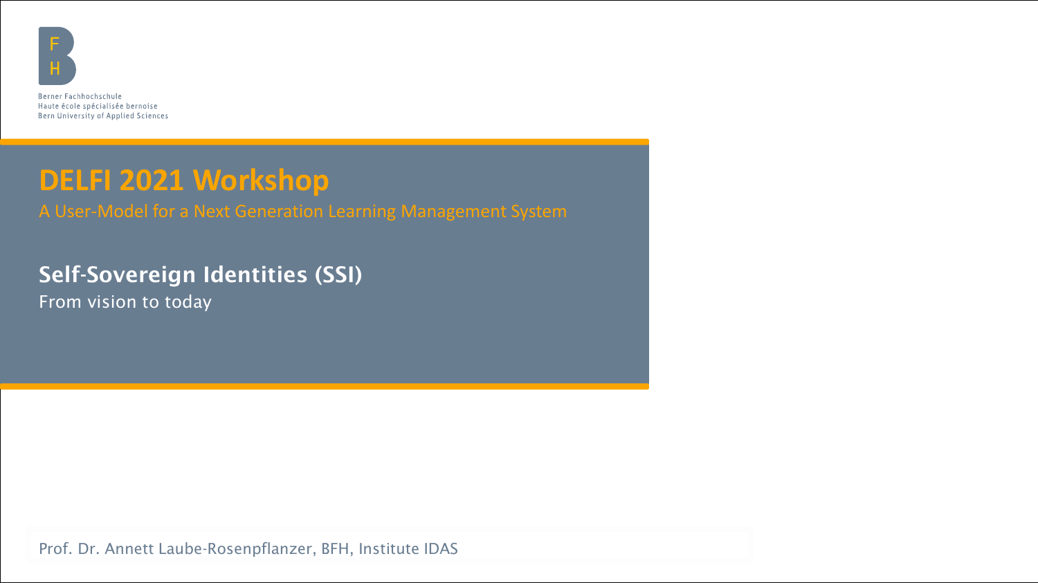Berner Fachhochschule
Haute école spécialisée bernoise
Bern University of Applied Sciences

# DELFI 2021 Workshop

A User-Model for a Next Generation Learning Management System

## Self-Sovereign Identities (SSI)

From vision to today

Prof. Dr. Annett Laube-Rosenpflanzer, BFH, Institute IDAS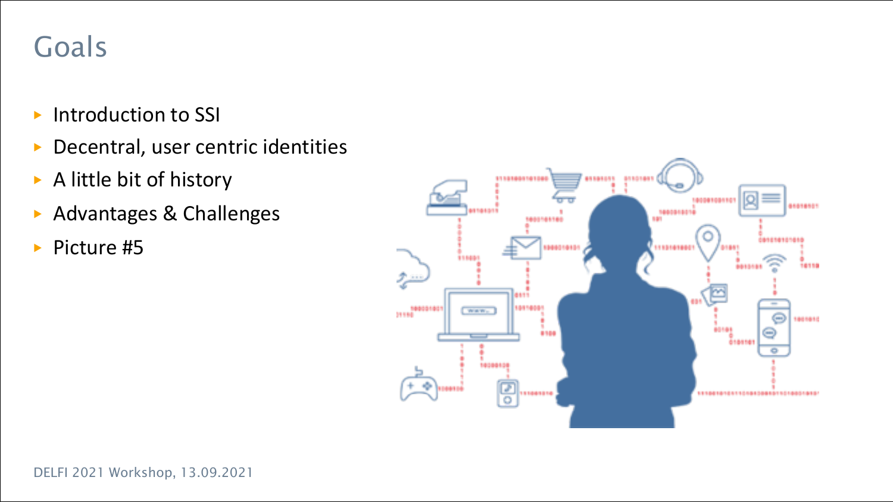# Goals

- Introduction to SSI
- Decentral, user centric identities
- A little bit of history
- Advantages & Challenges
- Picture #5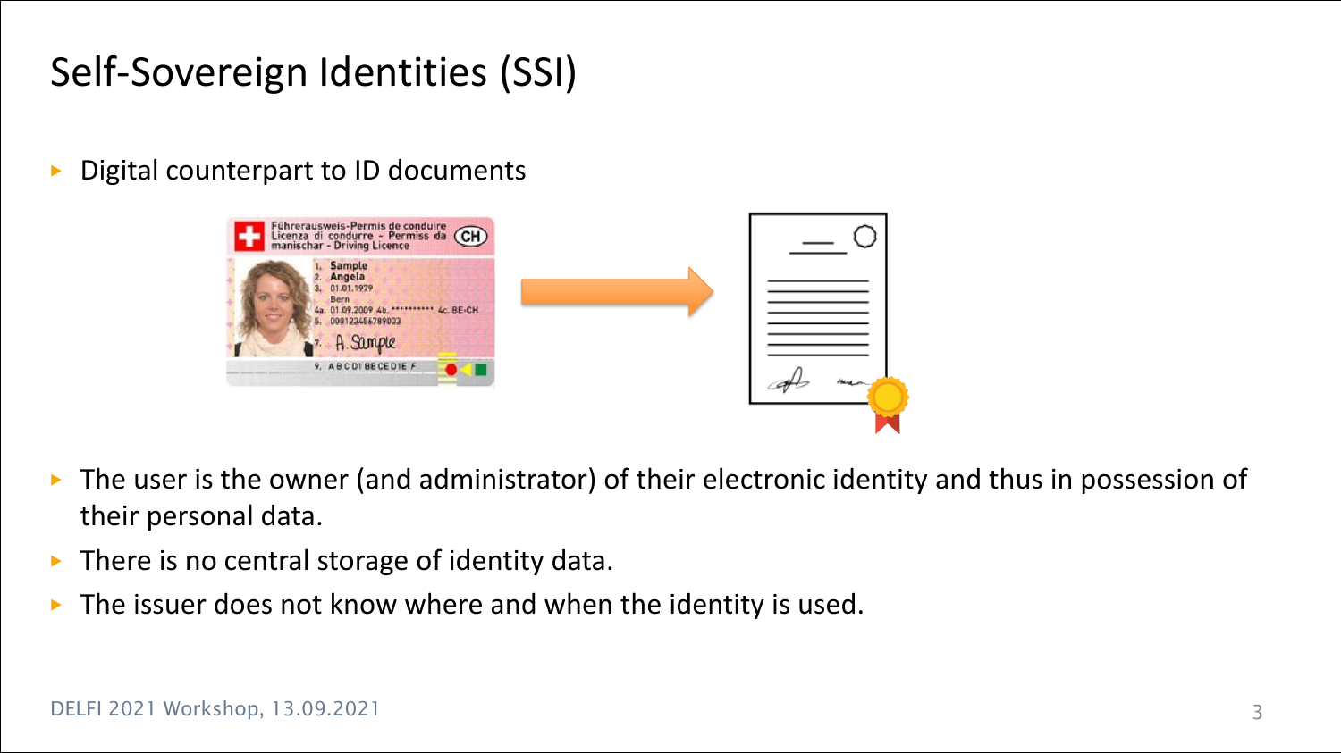# Self-Sovereign Identities (SSI)

- Digital counterpart to ID documents

- The user is the owner (and administrator) of their electronic identity and thus in possession of their personal data.
- There is no central storage of identity data.
- The issuer does not know where and when the identity is used.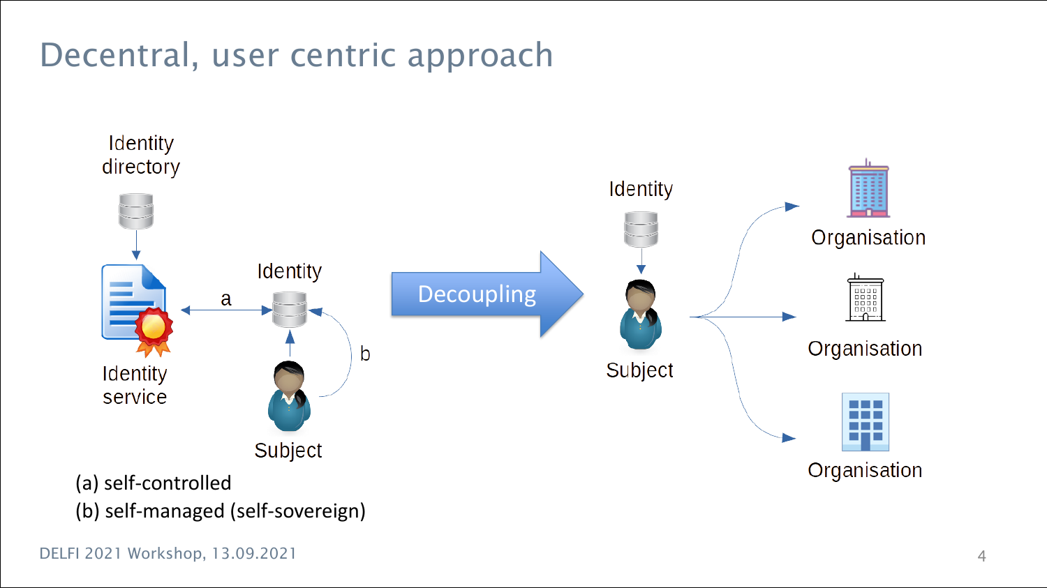# Decentral, user centric approach

Identity directory

Identity service

a

Identity

b

Subject

Decoupling

Identity

Subject

Organisation

Organisation

Organisation

(a) self-controlled

(b) self-managed (self-sovereign)

DELFI 2021 Workshop, 13.09.2021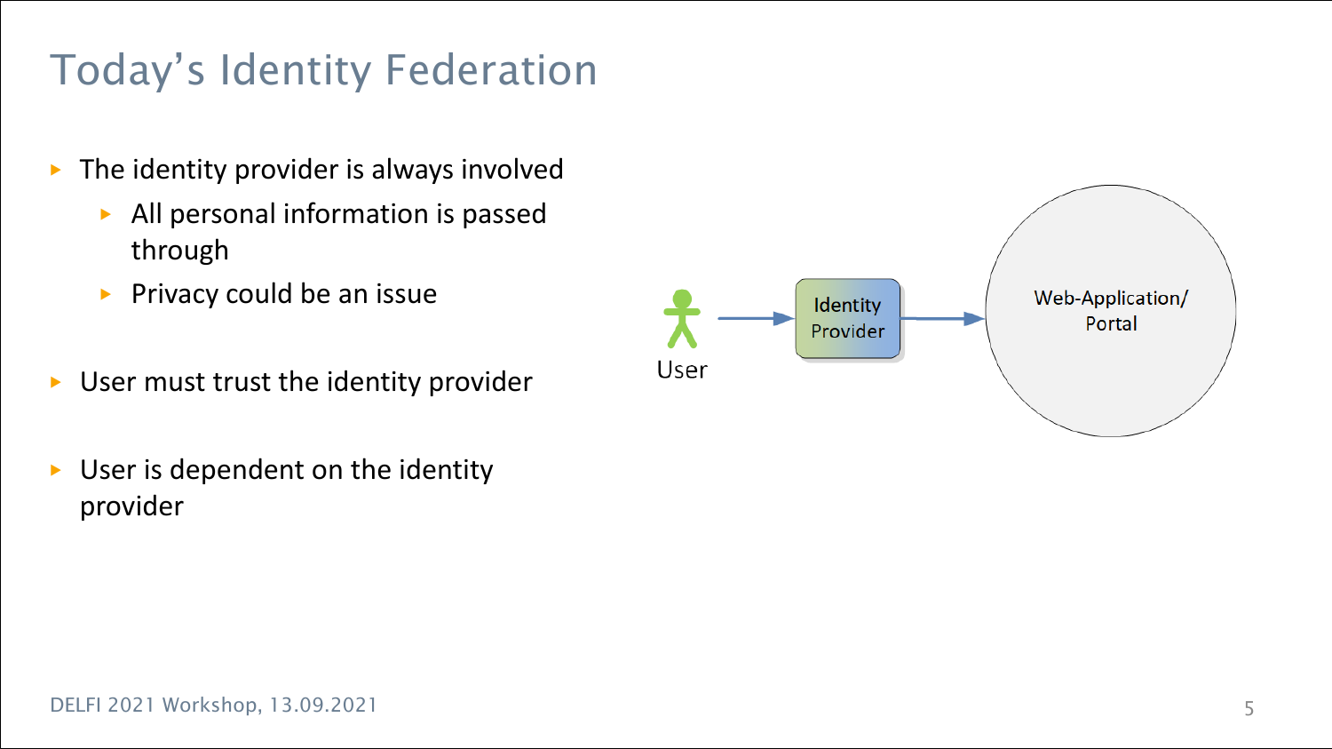# Today's Identity Federation

- The identity provider is always involved
  - All personal information is passed through
  - Privacy could be an issue
- User must trust the identity provider
- User is dependent on the identity provider

User → Identity Provider → Web-Application/ Portal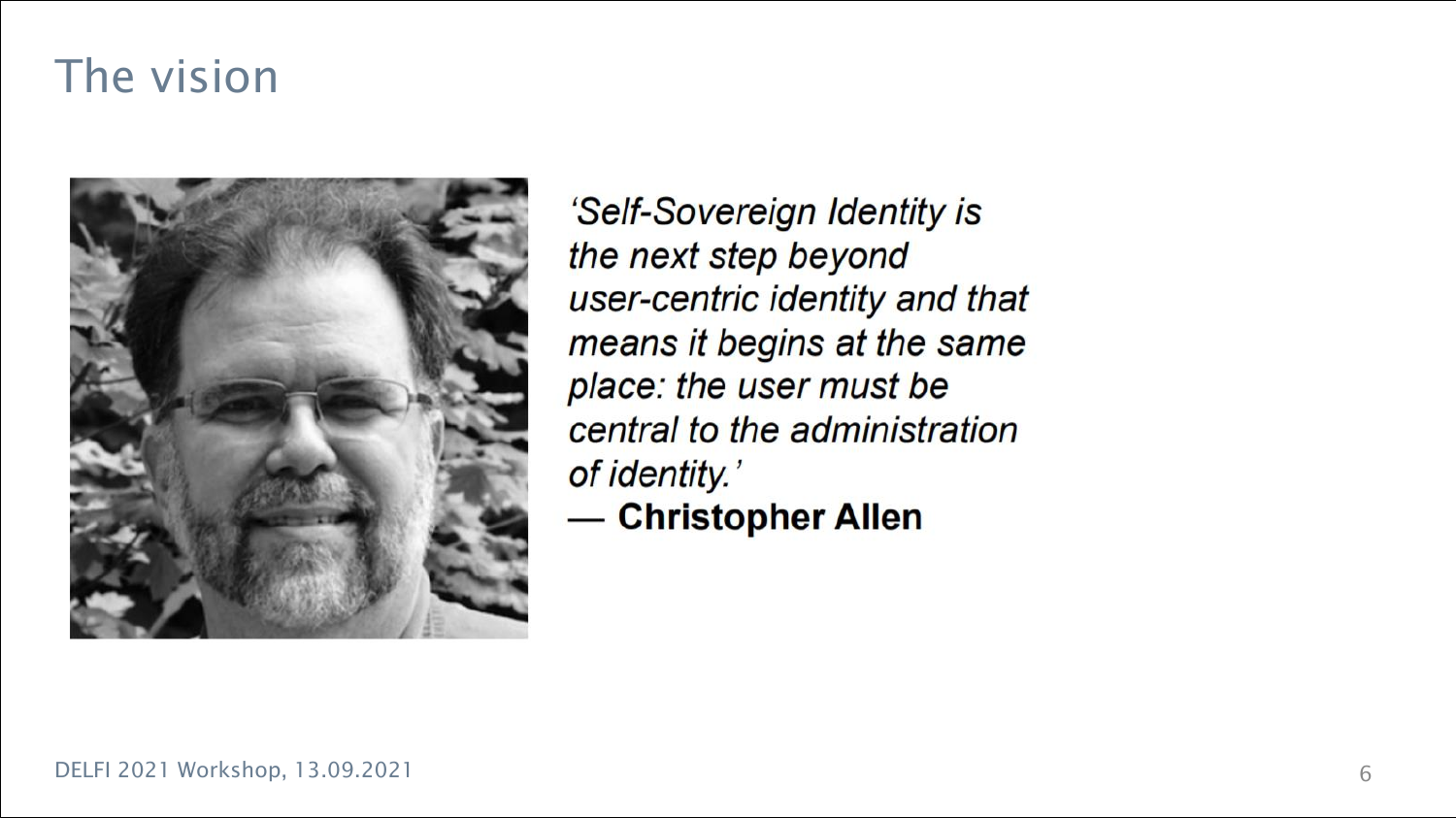# The vision

*'Self-Sovereign Identity is the next step beyond user-centric identity and that means it begins at the same place: the user must be central to the administration of identity.'*

— **Christopher Allen**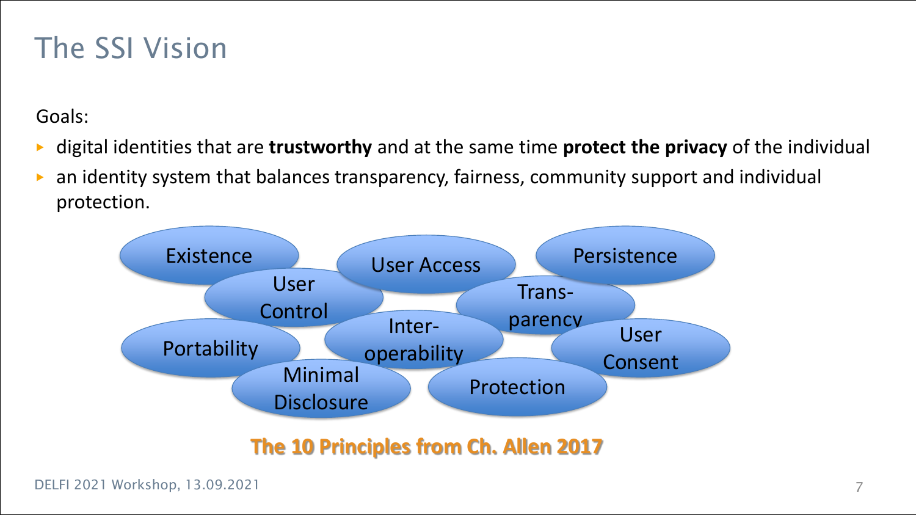# The SSI Vision

Goals:

- digital identities that are **trustworthy** and at the same time **protect the privacy** of the individual
- an identity system that balances transparency, fairness, community support and individual protection.

- Existence
- User Access
- Persistence
- User Control
- Transparency
- Portability
- Interoperability
- User Consent
- Minimal Disclosure
- Protection

**The 10 Principles from Ch. Allen 2017**

DELFI 2021 Workshop, 13.09.2021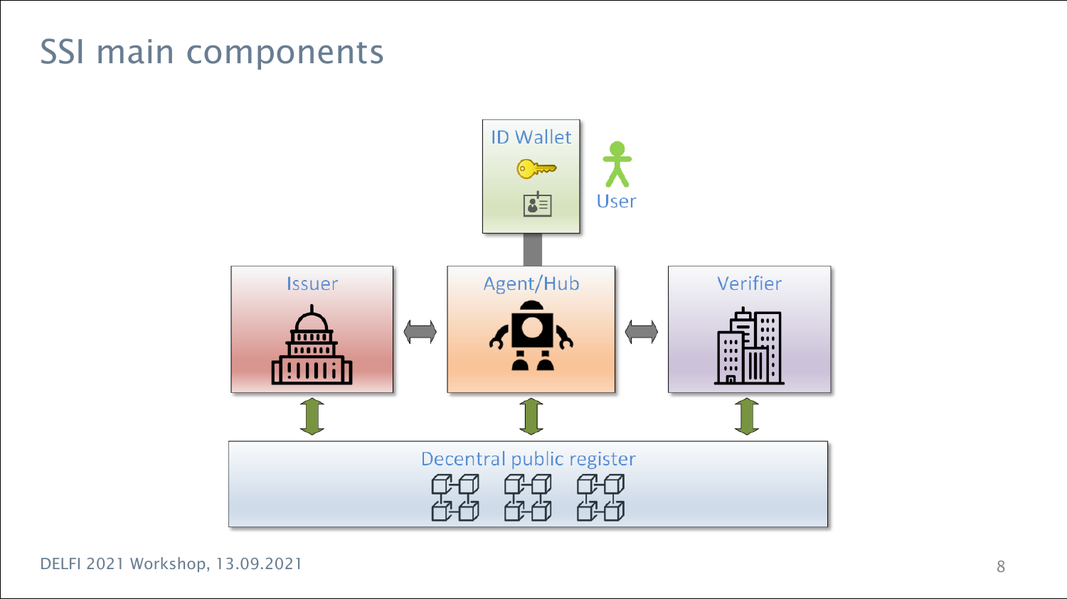# SSI main components

ID Wallet

User

Issuer

Agent/Hub

Verifier

Decentral public register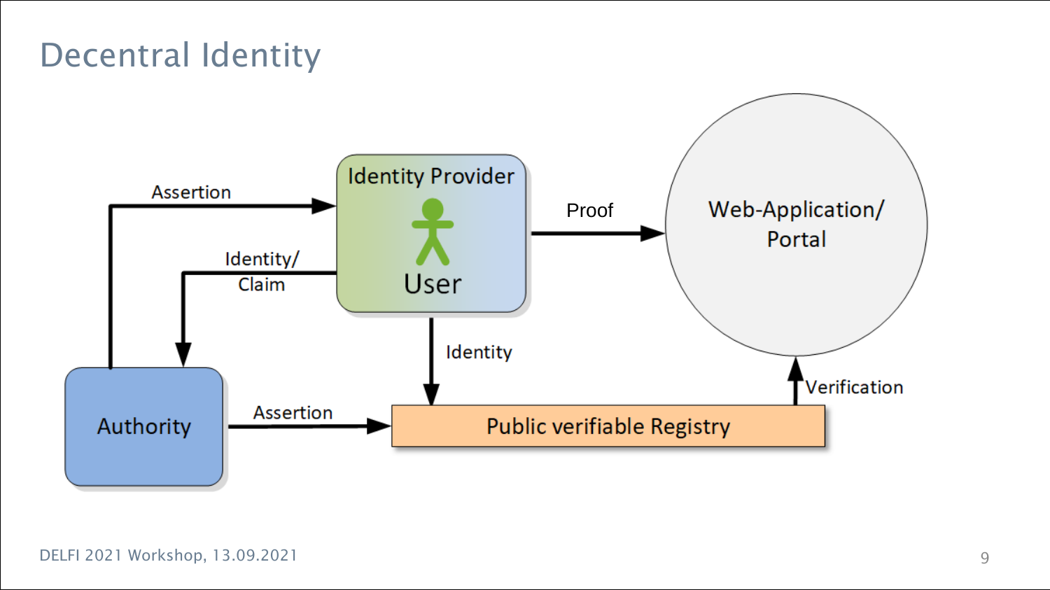# Decentral Identity

Assertion

Identity Provider

User

Proof

Web-Application/ Portal

Identity/ Claim

Identity

Authority

Assertion

Public verifiable Registry

Verification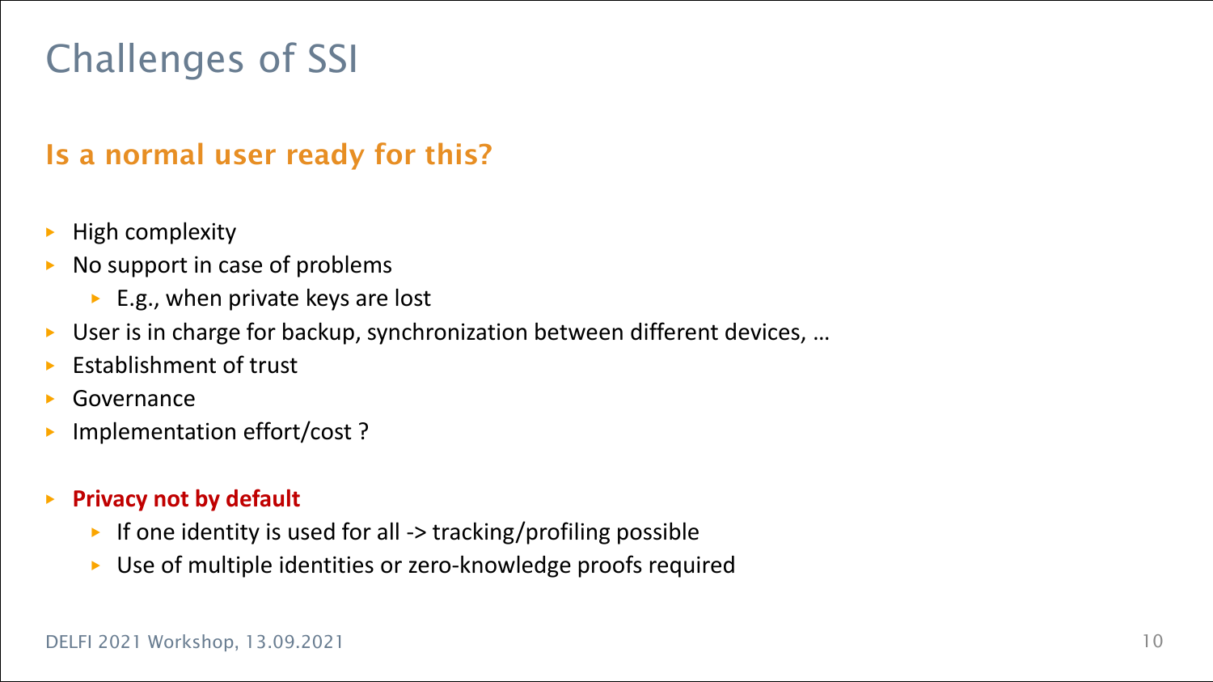# Challenges of SSI

## Is a normal user ready for this?

- High complexity
- No support in case of problems
  - E.g., when private keys are lost
- User is in charge for backup, synchronization between different devices, …
- Establishment of trust
- Governance
- Implementation effort/cost ?

- **Privacy not by default**
  - If one identity is used for all -> tracking/profiling possible
  - Use of multiple identities or zero-knowledge proofs required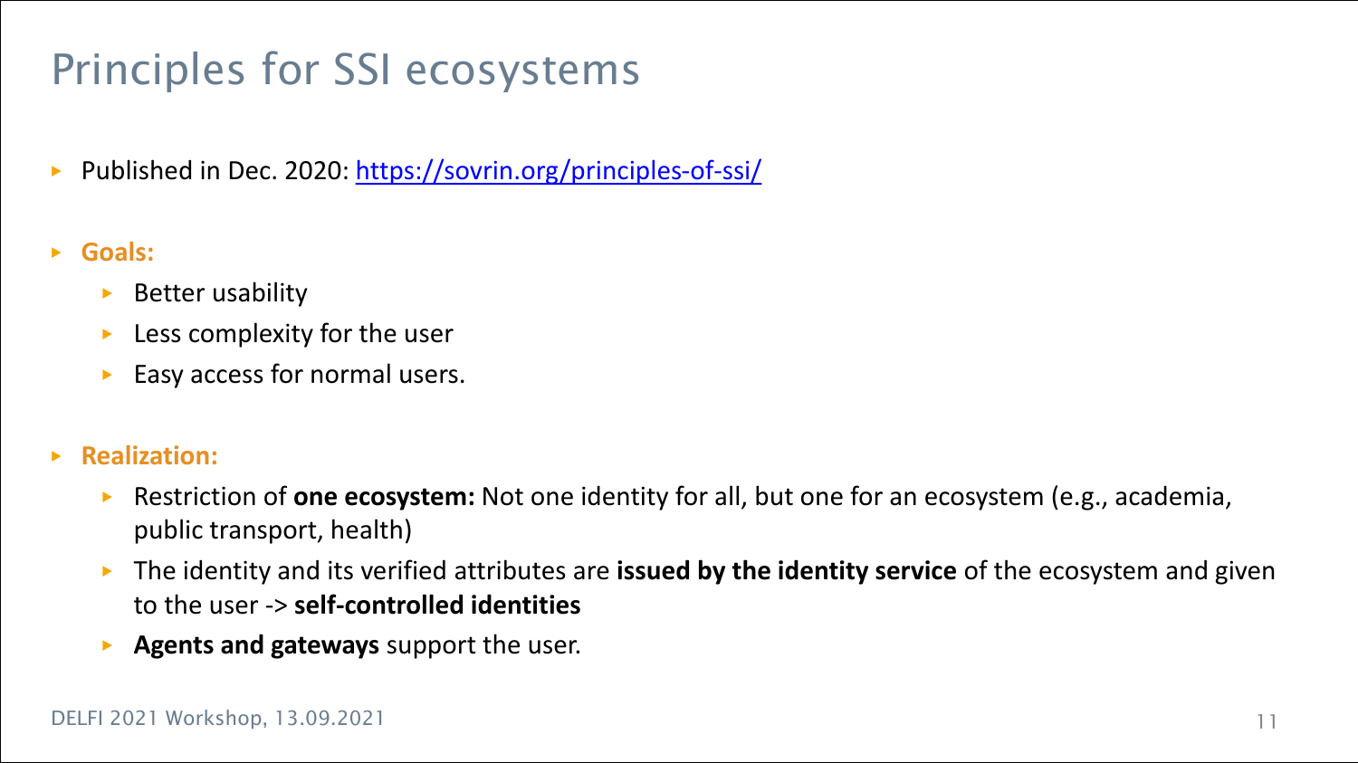# Principles for SSI ecosystems

- Published in Dec. 2020: [https://sovrin.org/principles-of-ssi/](https://sovrin.org/principles-of-ssi/)
- **Goals:**
  - Better usability
  - Less complexity for the user
  - Easy access for normal users.
- **Realization:**
  - Restriction of **one ecosystem:** Not one identity for all, but one for an ecosystem (e.g., academia, public transport, health)
  - The identity and its verified attributes are **issued by the identity service** of the ecosystem and given to the user -> **self-controlled identities**
  - **Agents and gateways** support the user.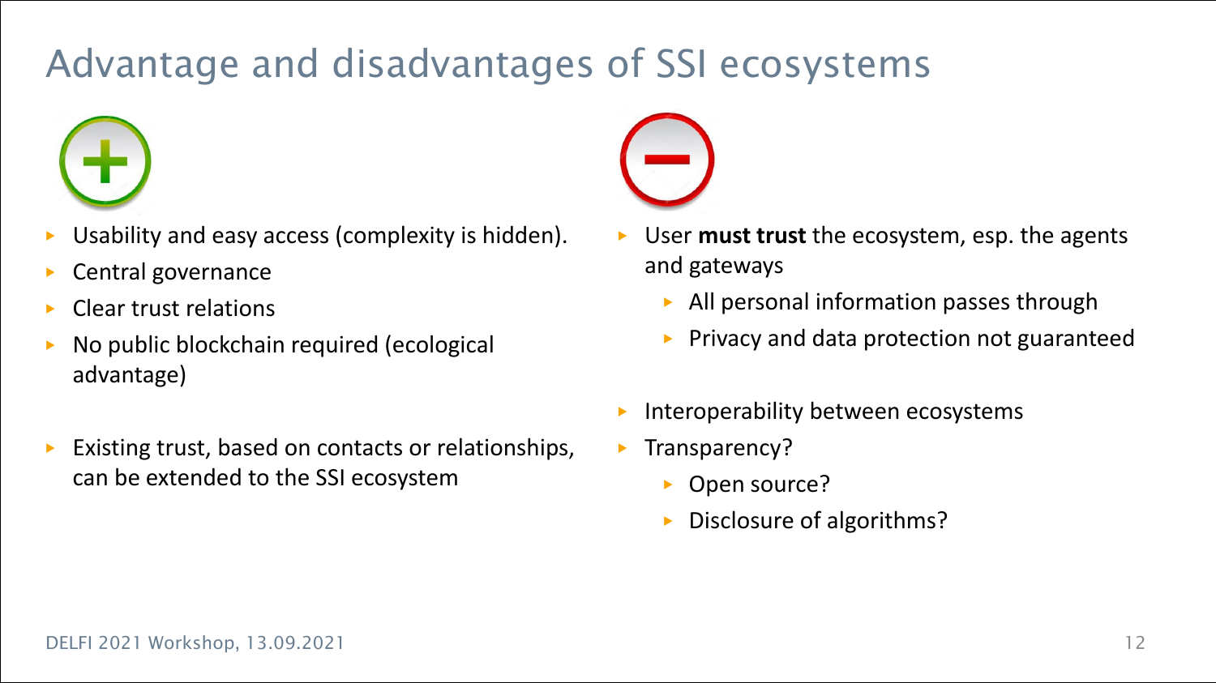# Advantage and disadvantages of SSI ecosystems

**+**

- Usability and easy access (complexity is hidden).
- Central governance
- Clear trust relations
- No public blockchain required (ecological advantage)
- Existing trust, based on contacts or relationships, can be extended to the SSI ecosystem

**−**

- User **must trust** the ecosystem, esp. the agents and gateways
  - All personal information passes through
  - Privacy and data protection not guaranteed
- Interoperability between ecosystems
- Transparency?
  - Open source?
  - Disclosure of algorithms?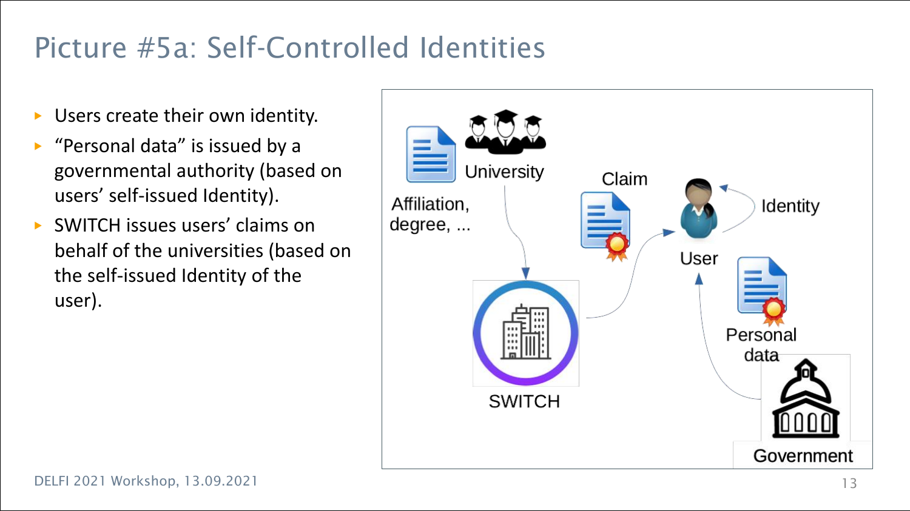# Picture #5a: Self-Controlled Identities

- Users create their own identity.
- "Personal data" is issued by a governmental authority (based on users' self-issued Identity).
- SWITCH issues users' claims on behalf of the universities (based on the self-issued Identity of the user).

University

Affiliation, degree, ...

Claim

Identity

User

SWITCH

Personal data

Government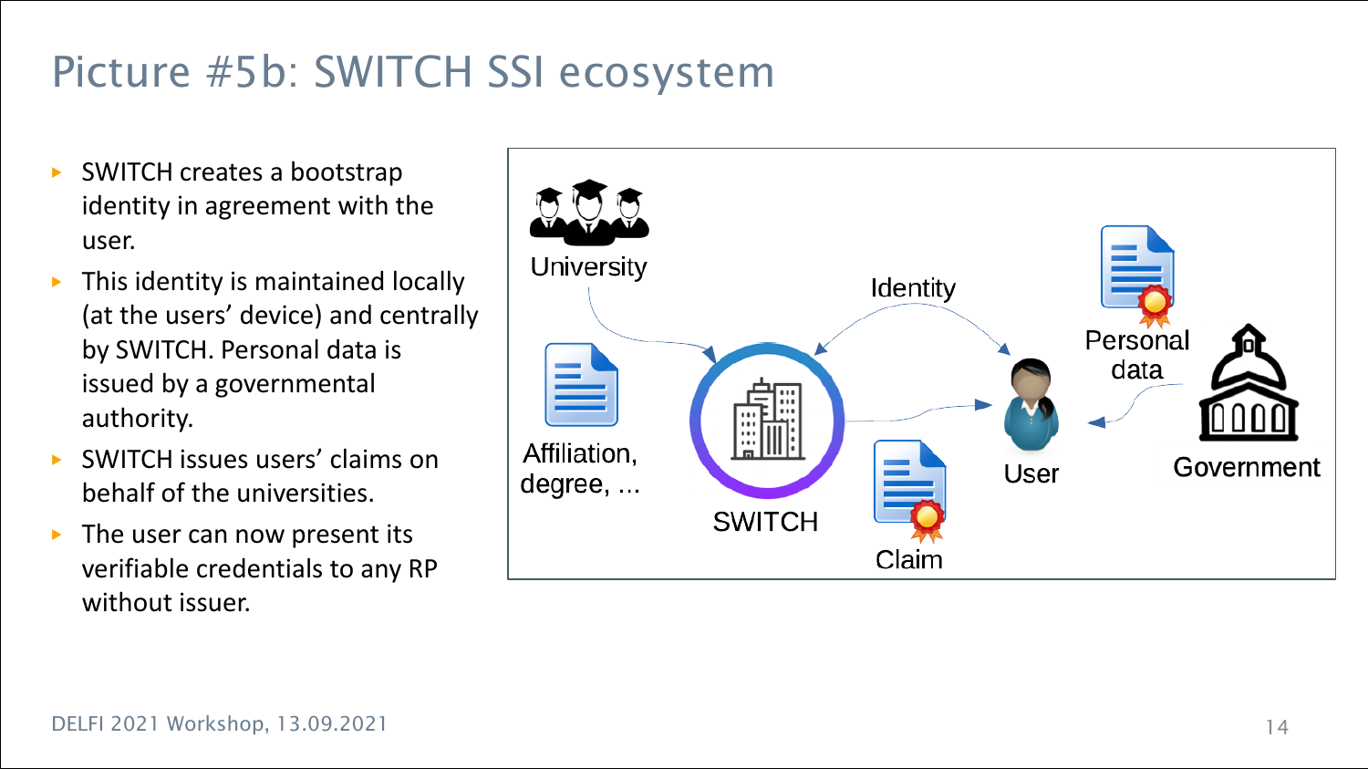# Picture #5b: SWITCH SSI ecosystem

- SWITCH creates a bootstrap identity in agreement with the user.
- This identity is maintained locally (at the users' device) and centrally by SWITCH. Personal data is issued by a governmental authority.
- SWITCH issues users' claims on behalf of the universities.
- The user can now present its verifiable credentials to any RP without issuer.

University

Identity

Personal data

Affiliation, degree, ...

SWITCH

User

Government

Claim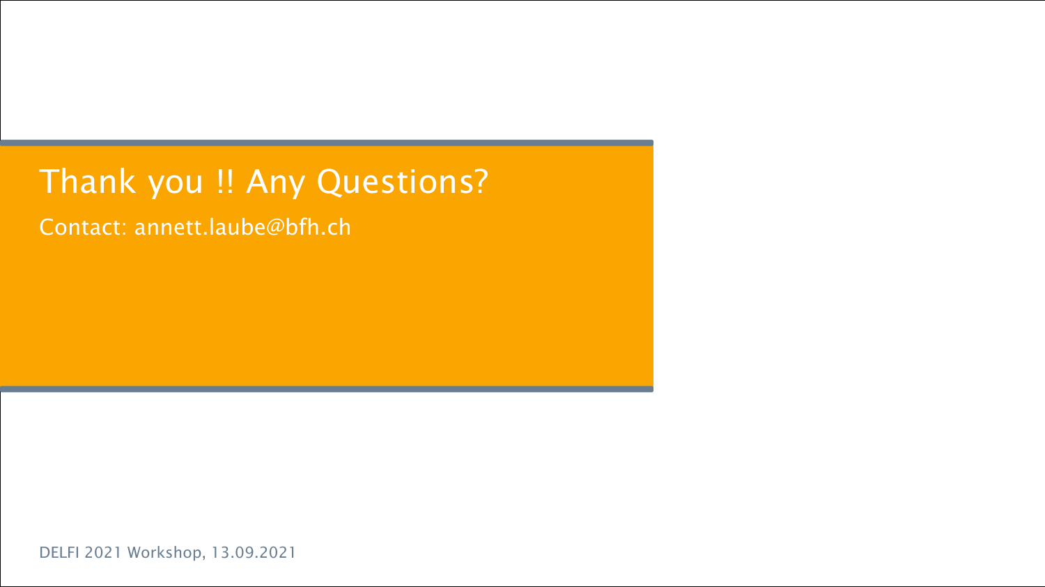# Thank you !! Any Questions?

Contact: annett.laube@bfh.ch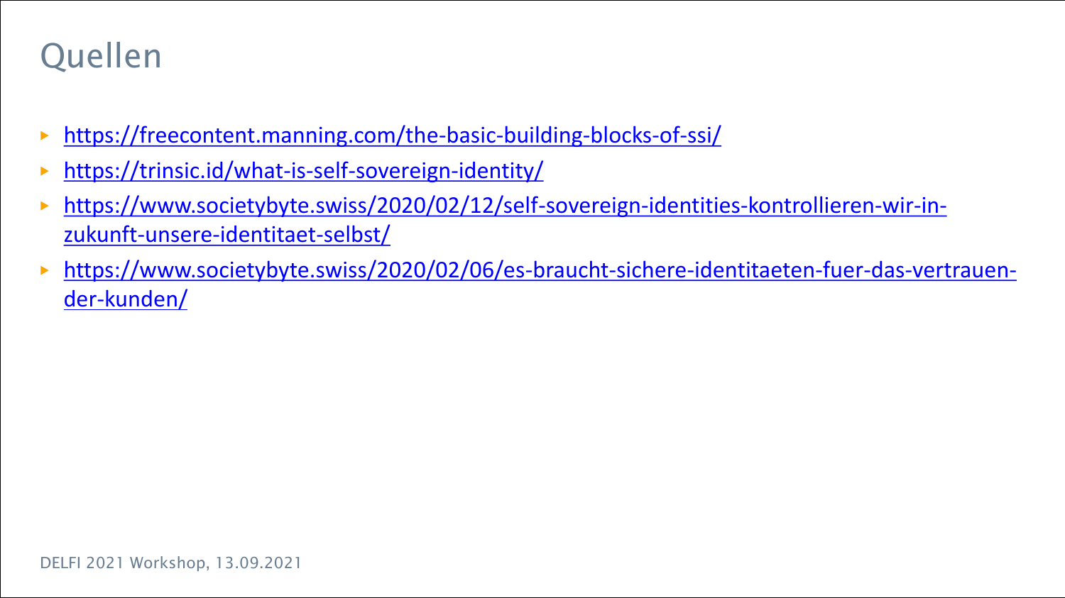# Quellen

- https://freecontent.manning.com/the-basic-building-blocks-of-ssi/
- https://trinsic.id/what-is-self-sovereign-identity/
- https://www.societybyte.swiss/2020/02/12/self-sovereign-identities-kontrollieren-wir-in-zukunft-unsere-identitaet-selbst/
- https://www.societybyte.swiss/2020/02/06/es-braucht-sichere-identitaeten-fuer-das-vertrauen-der-kunden/